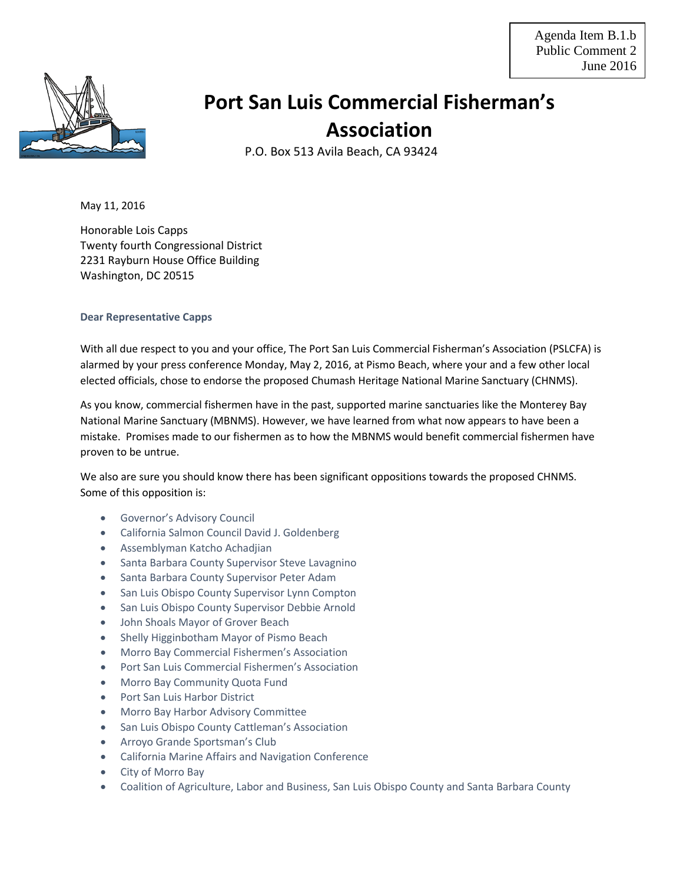Agenda Item B.1.b
Public Comment 2
June 2016

# Port San Luis Commercial Fisherman's Association

P.O. Box 513 Avila Beach, CA 93424

May 11, 2016

Honorable Lois Capps
Twenty fourth Congressional District
2231 Rayburn House Office Building
Washington, DC 20515

**Dear Representative Capps**

With all due respect to you and your office, The Port San Luis Commercial Fisherman's Association (PSLCFA) is alarmed by your press conference Monday, May 2, 2016, at Pismo Beach, where your and a few other local elected officials, chose to endorse the proposed Chumash Heritage National Marine Sanctuary (CHNMS).

As you know, commercial fishermen have in the past, supported marine sanctuaries like the Monterey Bay National Marine Sanctuary (MBNMS). However, we have learned from what now appears to have been a mistake. Promises made to our fishermen as to how the MBNMS would benefit commercial fishermen have proven to be untrue.

We also are sure you should know there has been significant oppositions towards the proposed CHNMS. Some of this opposition is:

- Governor's Advisory Council
- California Salmon Council David J. Goldenberg
- Assemblyman Katcho Achadjian
- Santa Barbara County Supervisor Steve Lavagnino
- Santa Barbara County Supervisor Peter Adam
- San Luis Obispo County Supervisor Lynn Compton
- San Luis Obispo County Supervisor Debbie Arnold
- John Shoals Mayor of Grover Beach
- Shelly Higginbotham Mayor of Pismo Beach
- Morro Bay Commercial Fishermen's Association
- Port San Luis Commercial Fishermen's Association
- Morro Bay Community Quota Fund
- Port San Luis Harbor District
- Morro Bay Harbor Advisory Committee
- San Luis Obispo County Cattleman's Association
- Arroyo Grande Sportsman's Club
- California Marine Affairs and Navigation Conference
- City of Morro Bay
- Coalition of Agriculture, Labor and Business, San Luis Obispo County and Santa Barbara County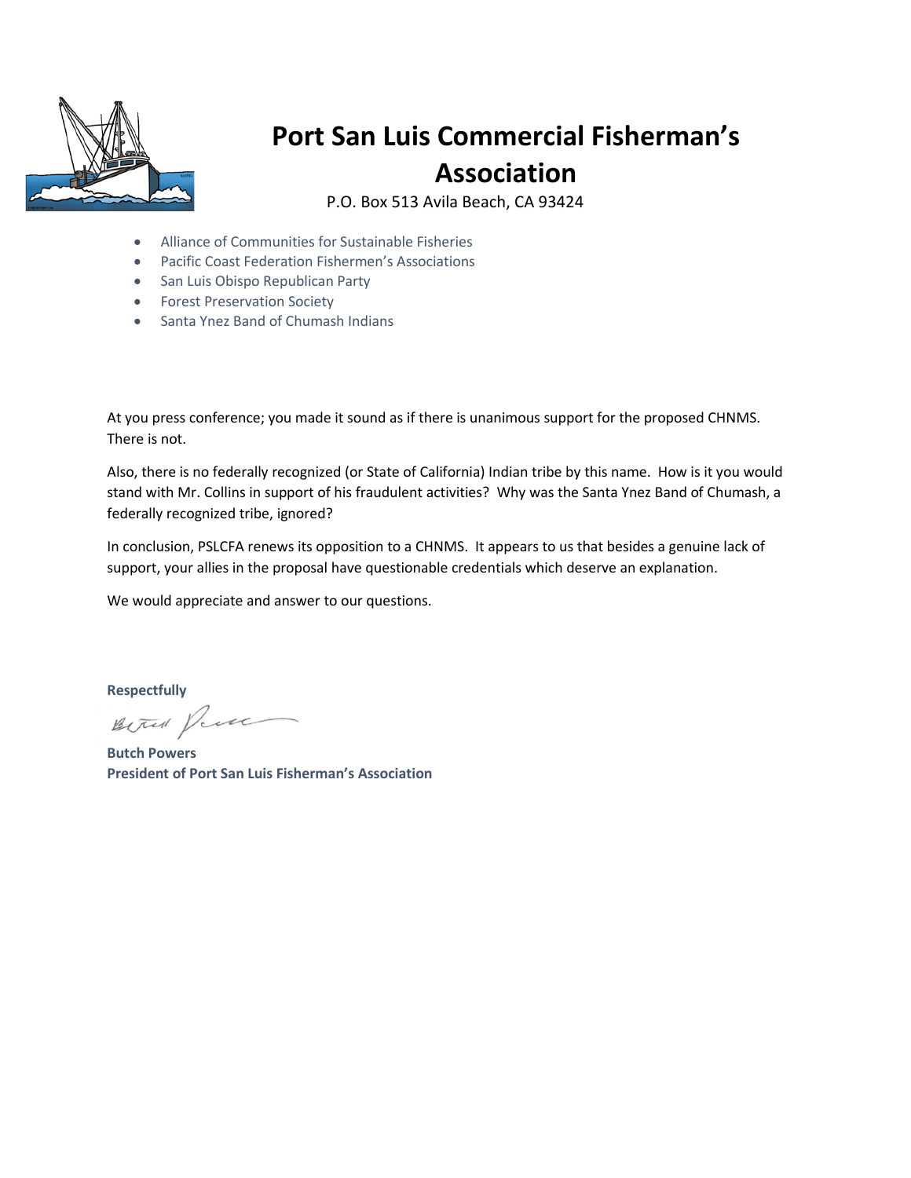# Port San Luis Commercial Fisherman's Association

P.O. Box 513 Avila Beach, CA 93424

- Alliance of Communities for Sustainable Fisheries
- Pacific Coast Federation Fishermen's Associations
- San Luis Obispo Republican Party
- Forest Preservation Society
- Santa Ynez Band of Chumash Indians

At you press conference; you made it sound as if there is unanimous support for the proposed CHNMS. There is not.

Also, there is no federally recognized (or State of California) Indian tribe by this name. How is it you would stand with Mr. Collins in support of his fraudulent activities? Why was the Santa Ynez Band of Chumash, a federally recognized tribe, ignored?

In conclusion, PSLCFA renews its opposition to a CHNMS. It appears to us that besides a genuine lack of support, your allies in the proposal have questionable credentials which deserve an explanation.

We would appreciate and answer to our questions.

**Respectfully**

**Butch Powers**
**President of Port San Luis Fisherman's Association**